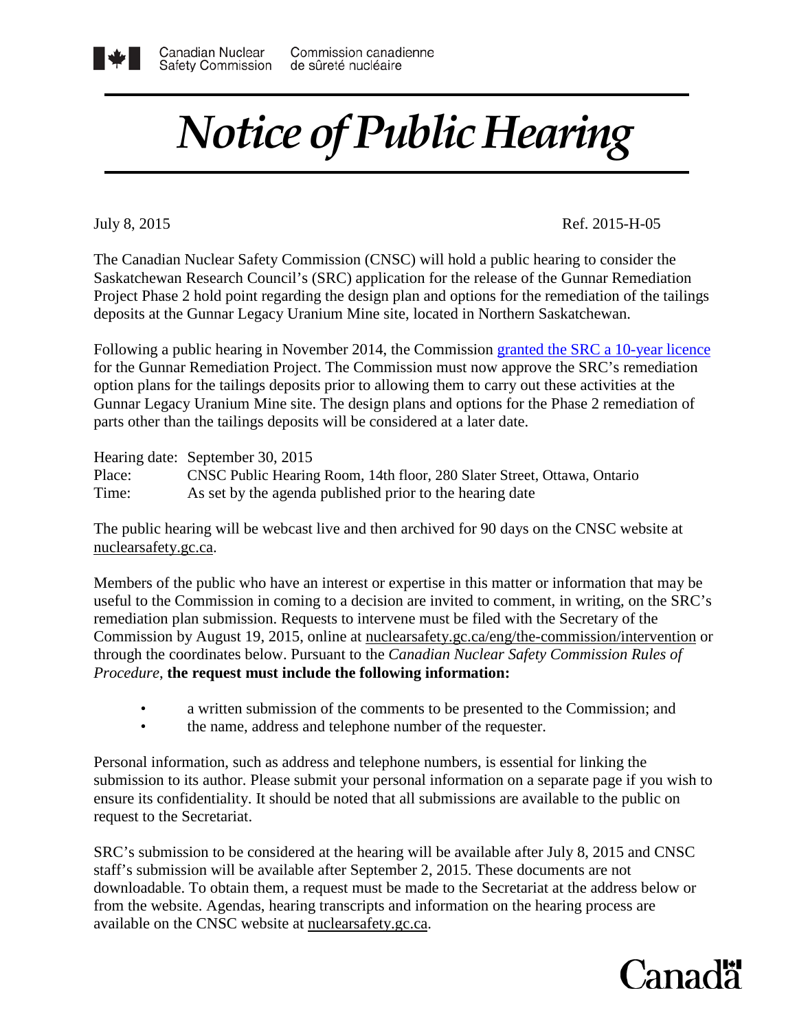Canadian Nuclear Safety Commission — Commission canadienne de sûreté nucléaire

# *Notice of Public Hearing*

July 8, 2015 Ref. 2015-H-05

The Canadian Nuclear Safety Commission (CNSC) will hold a public hearing to consider the Saskatchewan Research Council's (SRC) application for the release of the Gunnar Remediation Project Phase 2 hold point regarding the design plan and options for the remediation of the tailings deposits at the Gunnar Legacy Uranium Mine site, located in Northern Saskatchewan.

Following a public hearing in November 2014, the Commission granted the SRC a 10-year licence for the Gunnar Remediation Project. The Commission must now approve the SRC's remediation option plans for the tailings deposits prior to allowing them to carry out these activities at the Gunnar Legacy Uranium Mine site. The design plans and options for the Phase 2 remediation of parts other than the tailings deposits will be considered at a later date.

Hearing date: September 30, 2015
Place: CNSC Public Hearing Room, 14th floor, 280 Slater Street, Ottawa, Ontario
Time: As set by the agenda published prior to the hearing date

The public hearing will be webcast live and then archived for 90 days on the CNSC website at nuclearsafety.gc.ca.

Members of the public who have an interest or expertise in this matter or information that may be useful to the Commission in coming to a decision are invited to comment, in writing, on the SRC's remediation plan submission. Requests to intervene must be filed with the Secretary of the Commission by August 19, 2015, online at nuclearsafety.gc.ca/eng/the-commission/intervention or through the coordinates below. Pursuant to the *Canadian Nuclear Safety Commission Rules of Procedure*, **the request must include the following information:**

- a written submission of the comments to be presented to the Commission; and
- the name, address and telephone number of the requester.

Personal information, such as address and telephone numbers, is essential for linking the submission to its author. Please submit your personal information on a separate page if you wish to ensure its confidentiality. It should be noted that all submissions are available to the public on request to the Secretariat.

SRC's submission to be considered at the hearing will be available after July 8, 2015 and CNSC staff's submission will be available after September 2, 2015. These documents are not downloadable. To obtain them, a request must be made to the Secretariat at the address below or from the website. Agendas, hearing transcripts and information on the hearing process are available on the CNSC website at nuclearsafety.gc.ca.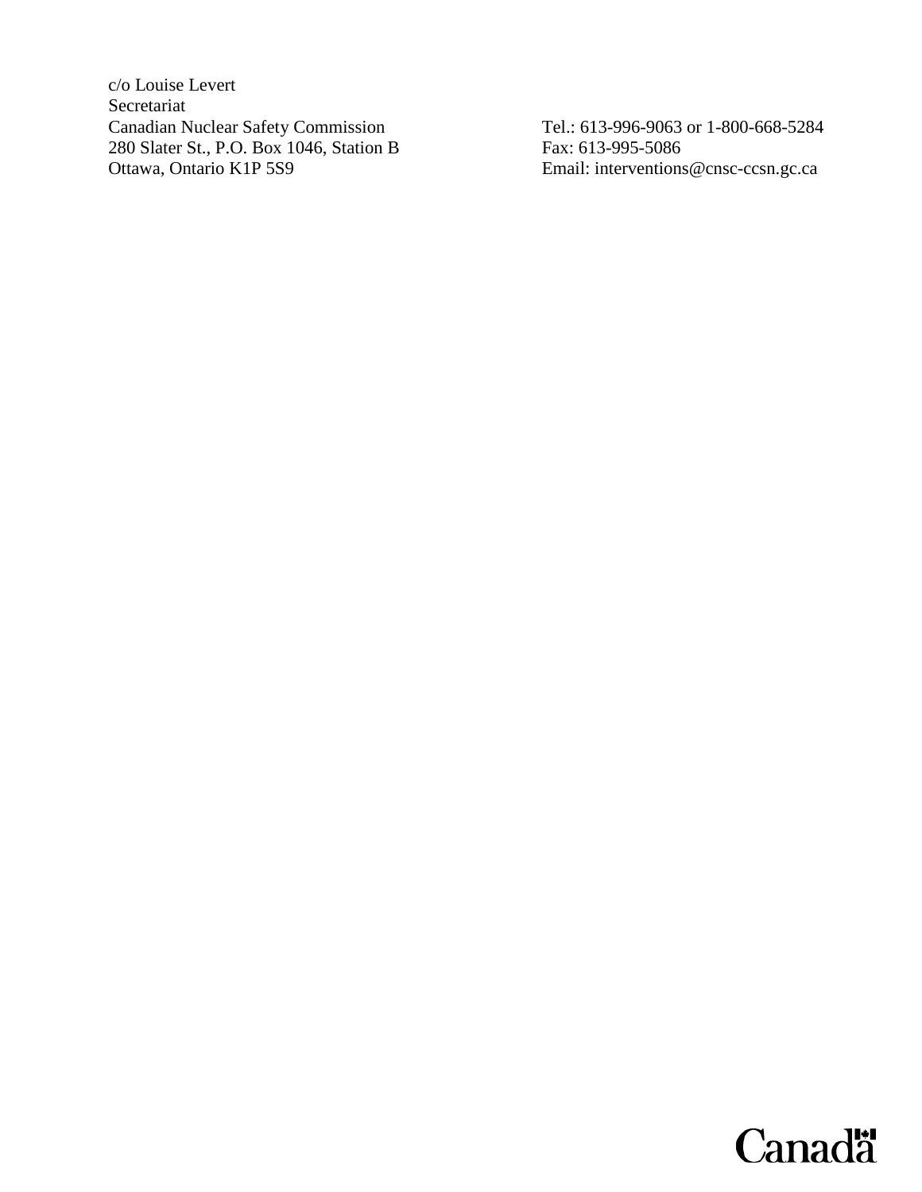c/o Louise Levert
Secretariat
Canadian Nuclear Safety Commission
280 Slater St., P.O. Box 1046, Station B
Ottawa, Ontario K1P 5S9

Tel.: 613-996-9063 or 1-800-668-5284
Fax: 613-995-5086
Email: interventions@cnsc-ccsn.gc.ca

Canada